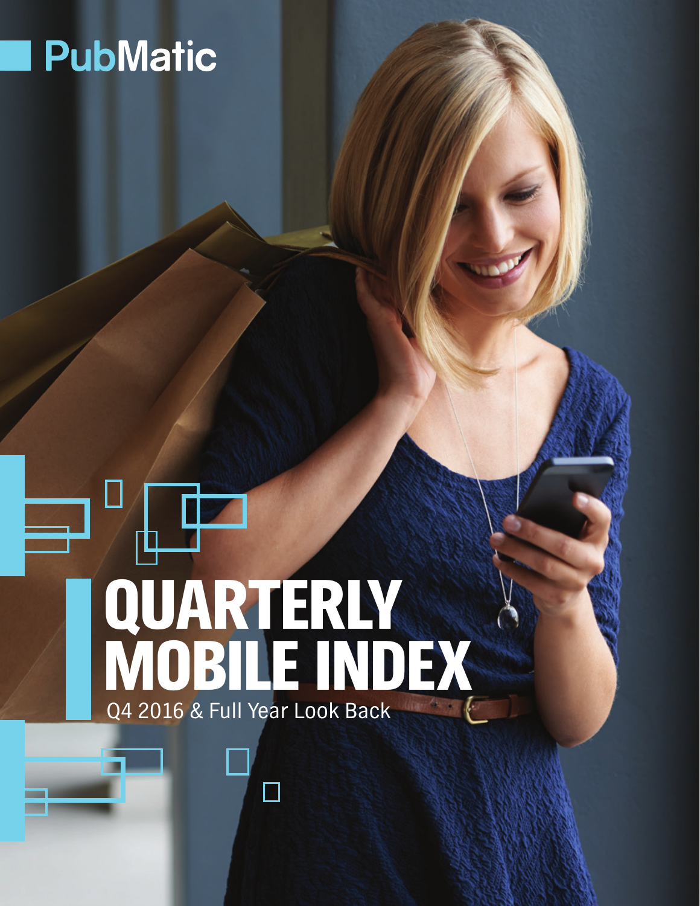PubMatic

# QUARTERLY MOBILE INDEX

Q4 2016 & Full Year Look Back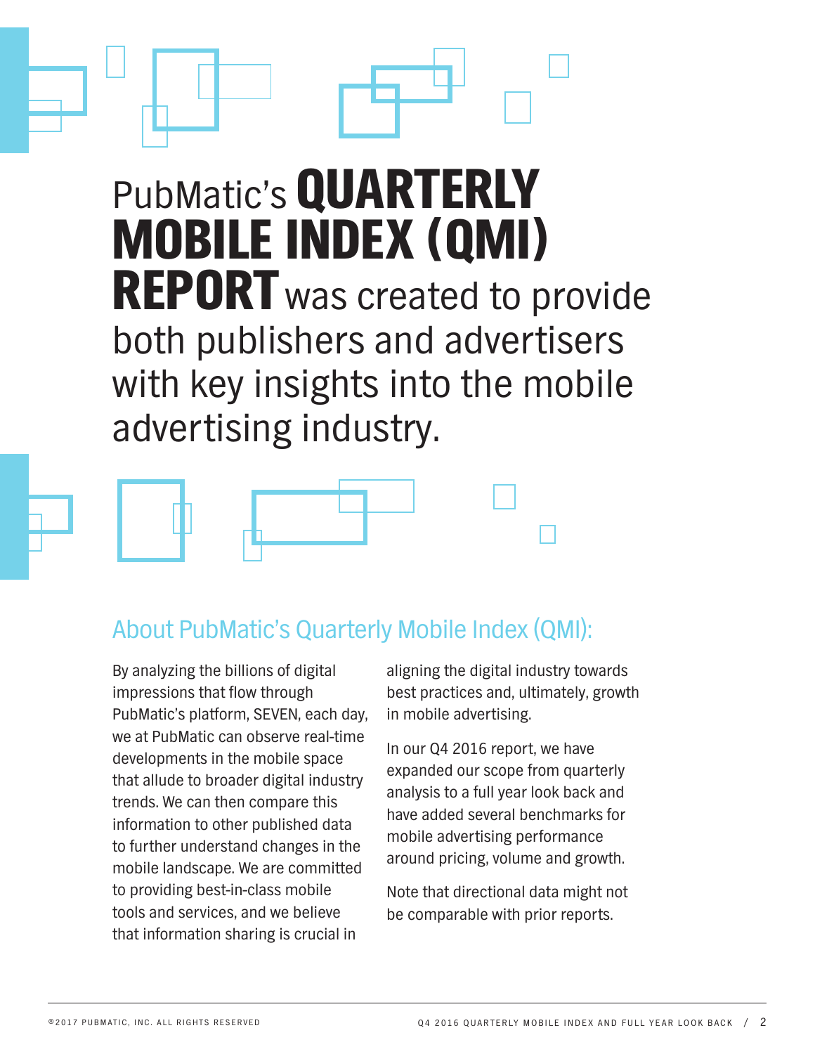# PubMatic's **QUARTERLY MOBILE INDEX (QMI) REPORT** was created to provide both publishers and advertisers with key insights into the mobile advertising industry.

## About PubMatic's Quarterly Mobile Index (QMI):

By analyzing the billions of digital impressions that flow through PubMatic's platform, SEVEN, each day, we at PubMatic can observe real-time developments in the mobile space that allude to broader digital industry trends. We can then compare this information to other published data to further understand changes in the mobile landscape. We are committed to providing best-in-class mobile tools and services, and we believe that information sharing is crucial in aligning the digital industry towards best practices and, ultimately, growth in mobile advertising.

In our Q4 2016 report, we have expanded our scope from quarterly analysis to a full year look back and have added several benchmarks for mobile advertising performance around pricing, volume and growth.

Note that directional data might not be comparable with prior reports.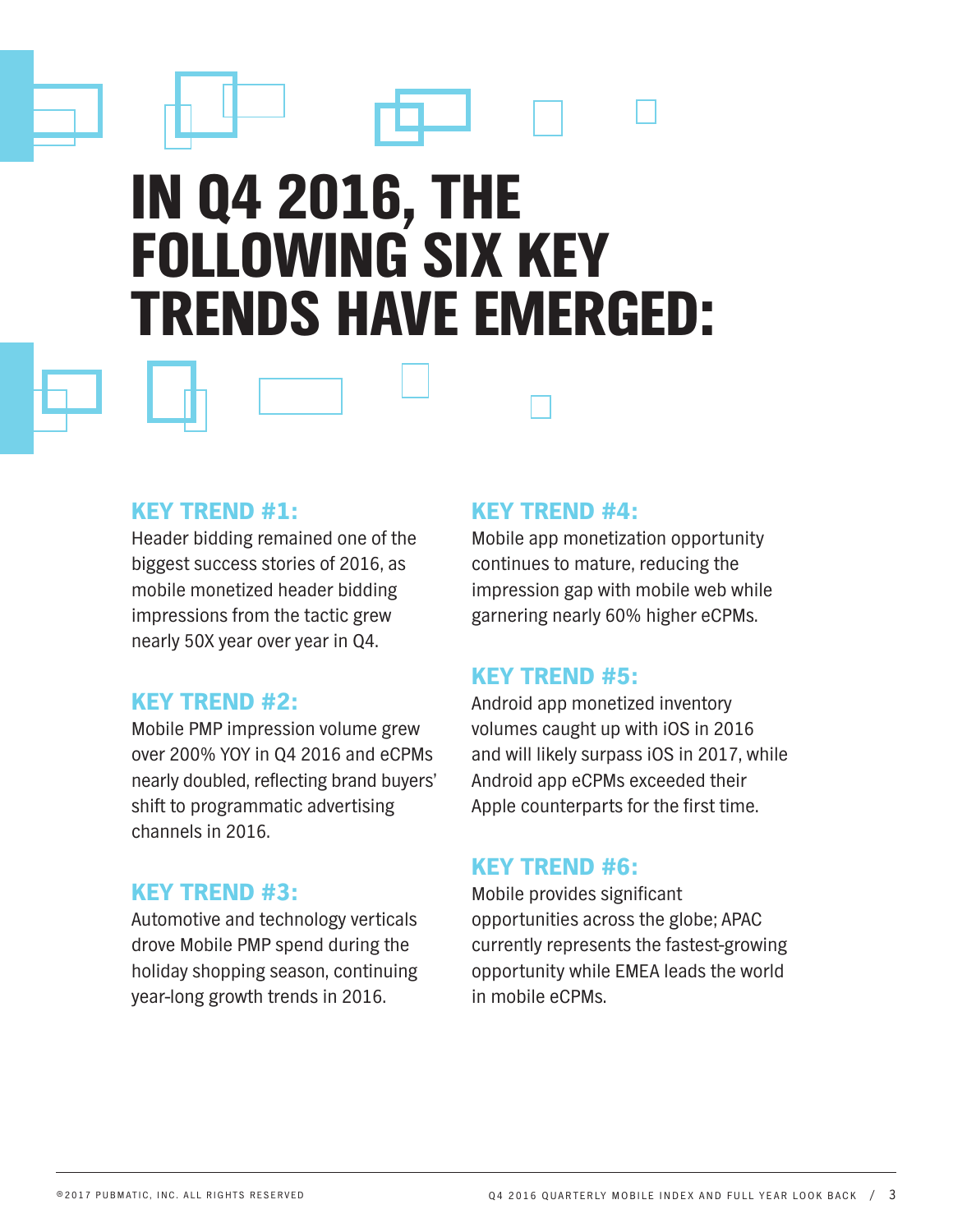# IN Q4 2016, THE FOLLOWING SIX KEY TRENDS HAVE EMERGED:

### KEY TREND #1:

Header bidding remained one of the biggest success stories of 2016, as mobile monetized header bidding impressions from the tactic grew nearly 50X year over year in Q4.

### KEY TREND #2:

Mobile PMP impression volume grew over 200% YOY in Q4 2016 and eCPMs nearly doubled, reflecting brand buyers' shift to programmatic advertising channels in 2016.

### KEY TREND #3:

Automotive and technology verticals drove Mobile PMP spend during the holiday shopping season, continuing year-long growth trends in 2016.

### KEY TREND #4:

Mobile app monetization opportunity continues to mature, reducing the impression gap with mobile web while garnering nearly 60% higher eCPMs.

### KEY TREND #5:

Android app monetized inventory volumes caught up with iOS in 2016 and will likely surpass iOS in 2017, while Android app eCPMs exceeded their Apple counterparts for the first time.

### KEY TREND #6:

Mobile provides significant opportunities across the globe; APAC currently represents the fastest-growing opportunity while EMEA leads the world in mobile eCPMs.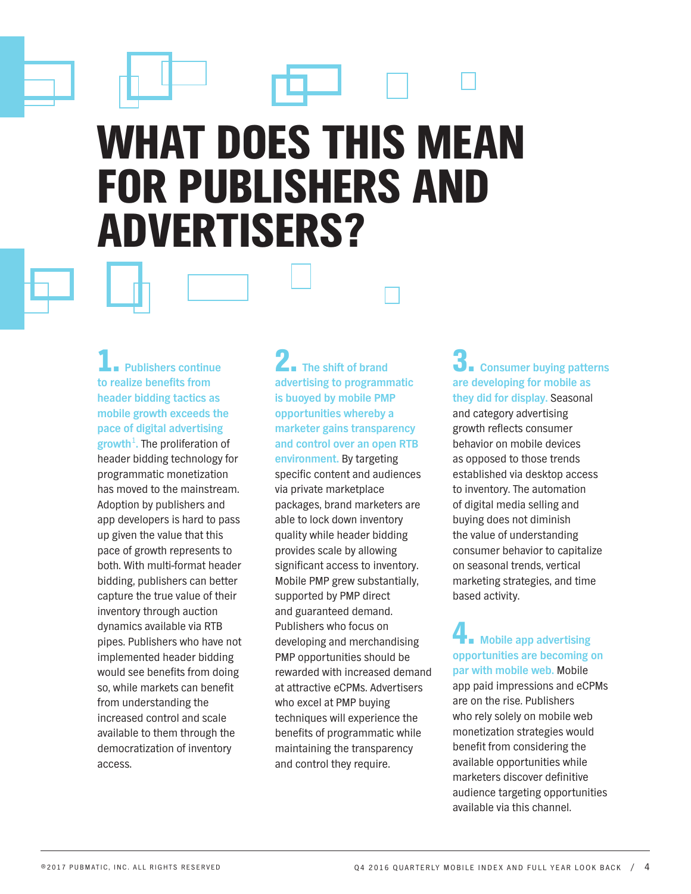# WHAT DOES THIS MEAN FOR PUBLISHERS AND ADVERTISERS?

**1. Publishers continue to realize benefits from header bidding tactics as mobile growth exceeds the pace of digital advertising growth[1].** The proliferation of header bidding technology for programmatic monetization has moved to the mainstream. Adoption by publishers and app developers is hard to pass up given the value that this pace of growth represents to both. With multi-format header bidding, publishers can better capture the true value of their inventory through auction dynamics available via RTB pipes. Publishers who have not implemented header bidding would see benefits from doing so, while markets can benefit from understanding the increased control and scale available to them through the democratization of inventory access.

**2. The shift of brand advertising to programmatic is buoyed by mobile PMP opportunities whereby a marketer gains transparency and control over an open RTB environment.** By targeting specific content and audiences via private marketplace packages, brand marketers are able to lock down inventory quality while header bidding provides scale by allowing significant access to inventory. Mobile PMP grew substantially, supported by PMP direct and guaranteed demand. Publishers who focus on developing and merchandising PMP opportunities should be rewarded with increased demand at attractive eCPMs. Advertisers who excel at PMP buying techniques will experience the benefits of programmatic while maintaining the transparency and control they require.

**3. Consumer buying patterns are developing for mobile as they did for display.** Seasonal and category advertising growth reflects consumer behavior on mobile devices as opposed to those trends established via desktop access to inventory. The automation of digital media selling and buying does not diminish the value of understanding consumer behavior to capitalize on seasonal trends, vertical marketing strategies, and time based activity.

**4. Mobile app advertising opportunities are becoming on par with mobile web.** Mobile app paid impressions and eCPMs are on the rise. Publishers who rely solely on mobile web monetization strategies would benefit from considering the available opportunities while marketers discover definitive audience targeting opportunities available via this channel.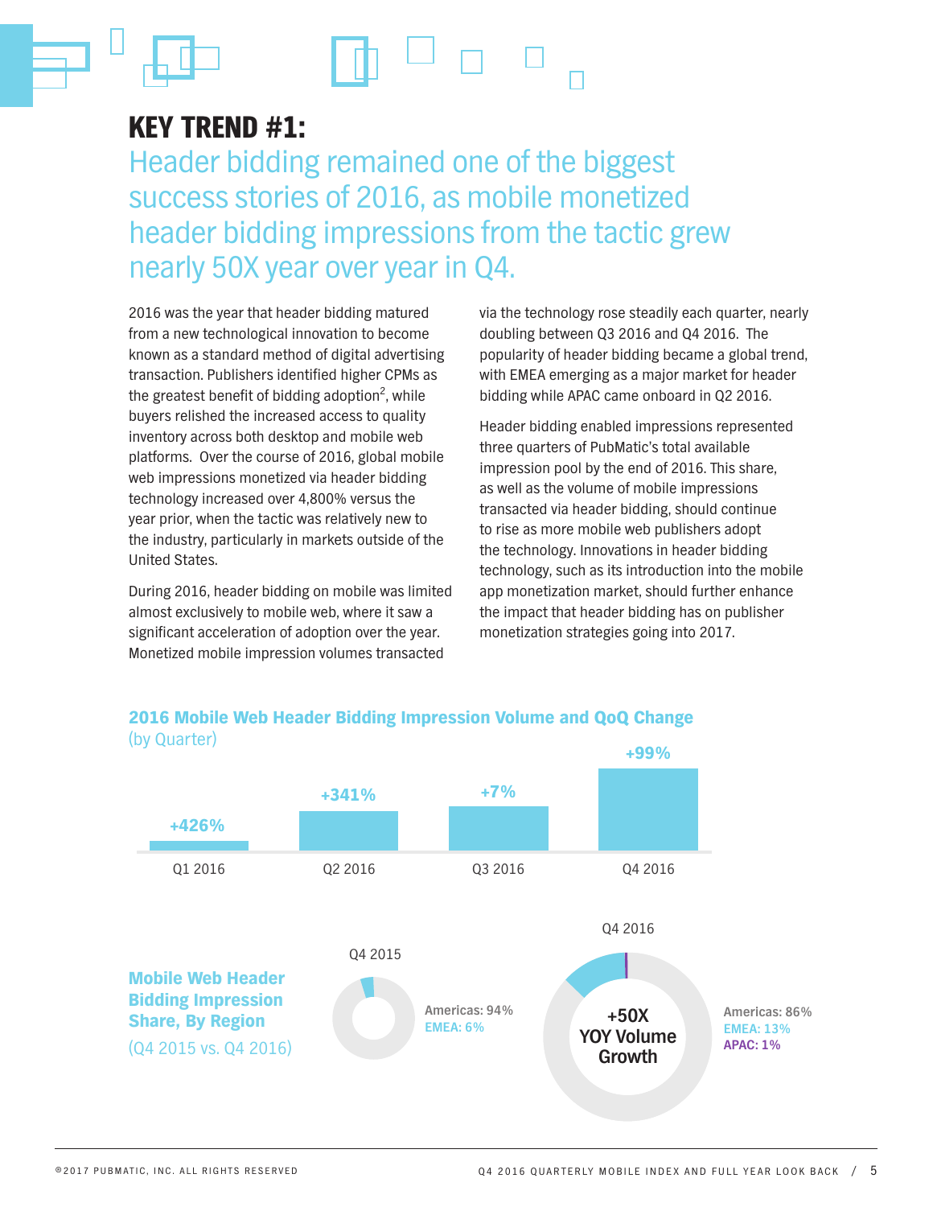# KEY TREND #1:

## Header bidding remained one of the biggest success stories of 2016, as mobile monetized header bidding impressions from the tactic grew nearly 50X year over year in Q4.

2016 was the year that header bidding matured from a new technological innovation to become known as a standard method of digital advertising transaction. Publishers identified higher CPMs as the greatest benefit of bidding adoption[2], while buyers relished the increased access to quality inventory across both desktop and mobile web platforms. Over the course of 2016, global mobile web impressions monetized via header bidding technology increased over 4,800% versus the year prior, when the tactic was relatively new to the industry, particularly in markets outside of the United States.

During 2016, header bidding on mobile was limited almost exclusively to mobile web, where it saw a significant acceleration of adoption over the year. Monetized mobile impression volumes transacted via the technology rose steadily each quarter, nearly doubling between Q3 2016 and Q4 2016. The popularity of header bidding became a global trend, with EMEA emerging as a major market for header bidding while APAC came onboard in Q2 2016.

Header bidding enabled impressions represented three quarters of PubMatic's total available impression pool by the end of 2016. This share, as well as the volume of mobile impressions transacted via header bidding, should continue to rise as more mobile web publishers adopt the technology. Innovations in header bidding technology, such as its introduction into the mobile app monetization market, should further enhance the impact that header bidding has on publisher monetization strategies going into 2017.

### 2016 Mobile Web Header Bidding Impression Volume and QoQ Change
(by Quarter)

| Quarter | QoQ Change |
|---|---|
| Q1 2016 | +426% |
| Q2 2016 | +341% |
| Q3 2016 | +7% |
| Q4 2016 | +99% |

### Mobile Web Header Bidding Impression Share, By Region
(Q4 2015 vs. Q4 2016)

| Region | Q4 2015 | Q4 2016 |
|---|---|---|
| Americas | 94% | 86% |
| EMEA | 6% | 13% |
| APAC | | 1% |

+50X YOY Volume Growth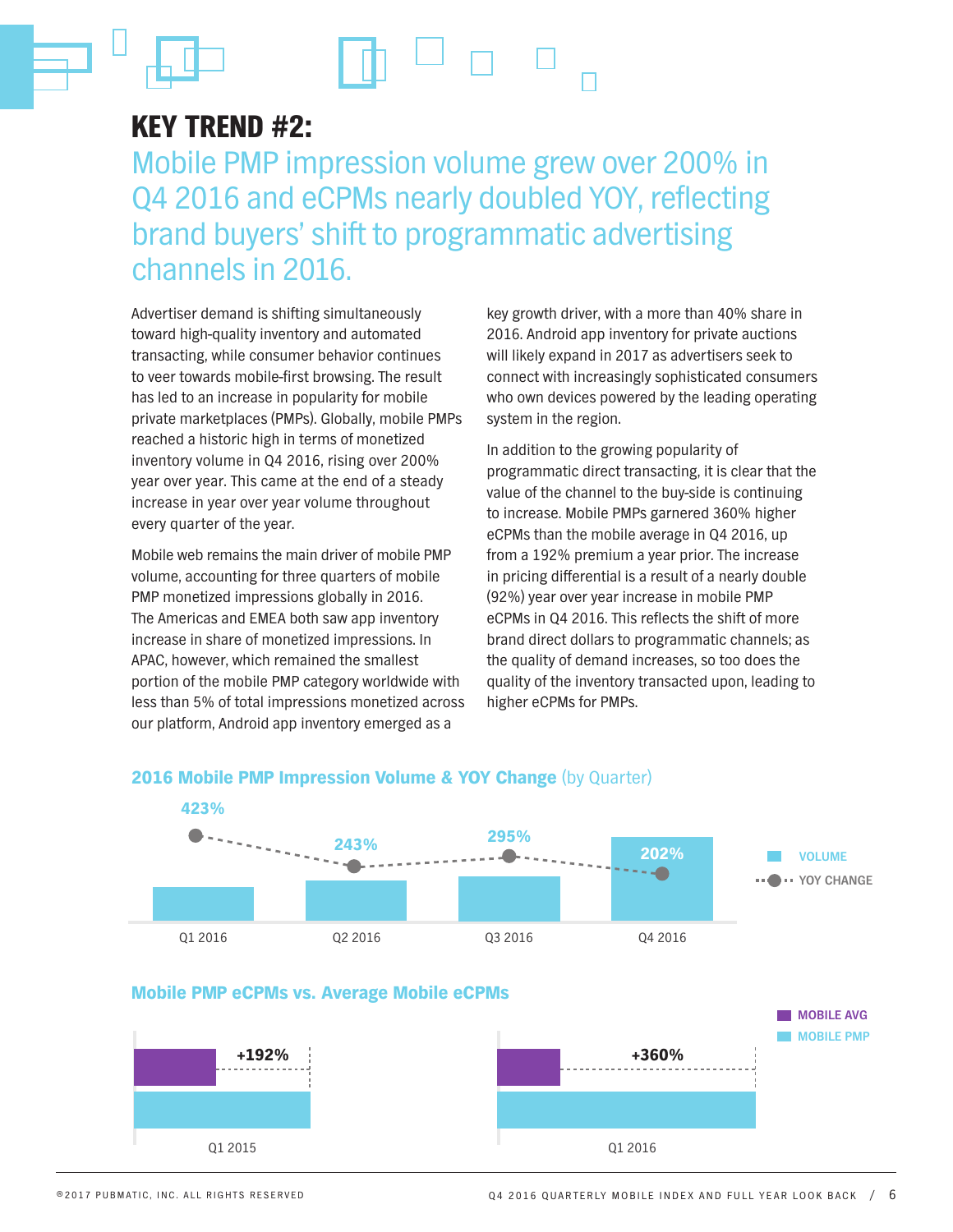# KEY TREND #2:

## Mobile PMP impression volume grew over 200% in Q4 2016 and eCPMs nearly doubled YOY, reflecting brand buyers' shift to programmatic advertising channels in 2016.

Advertiser demand is shifting simultaneously toward high-quality inventory and automated transacting, while consumer behavior continues to veer towards mobile-first browsing. The result has led to an increase in popularity for mobile private marketplaces (PMPs). Globally, mobile PMPs reached a historic high in terms of monetized inventory volume in Q4 2016, rising over 200% year over year. This came at the end of a steady increase in year over year volume throughout every quarter of the year.

Mobile web remains the main driver of mobile PMP volume, accounting for three quarters of mobile PMP monetized impressions globally in 2016. The Americas and EMEA both saw app inventory increase in share of monetized impressions. In APAC, however, which remained the smallest portion of the mobile PMP category worldwide with less than 5% of total impressions monetized across our platform, Android app inventory emerged as a key growth driver, with a more than 40% share in 2016. Android app inventory for private auctions will likely expand in 2017 as advertisers seek to connect with increasingly sophisticated consumers who own devices powered by the leading operating system in the region.

In addition to the growing popularity of programmatic direct transacting, it is clear that the value of the channel to the buy-side is continuing to increase. Mobile PMPs garnered 360% higher eCPMs than the mobile average in Q4 2016, up from a 192% premium a year prior. The increase in pricing differential is a result of a nearly double (92%) year over year increase in mobile PMP eCPMs in Q4 2016. This reflects the shift of more brand direct dollars to programmatic channels; as the quality of demand increases, so too does the quality of the inventory transacted upon, leading to higher eCPMs for PMPs.

### 2016 Mobile PMP Impression Volume & YOY Change (by Quarter)

| Quarter | YOY Change |
|---|---|
| Q1 2016 | 423% |
| Q2 2016 | 243% |
| Q3 2016 | 295% |
| Q4 2016 | 202% |

Legend: VOLUME; YOY CHANGE

### Mobile PMP eCPMs vs. Average Mobile eCPMs

| Period | Mobile PMP premium over Mobile Avg |
|---|---|
| Q1 2015 | +192% |
| Q1 2016 | +360% |

Legend: MOBILE AVG; MOBILE PMP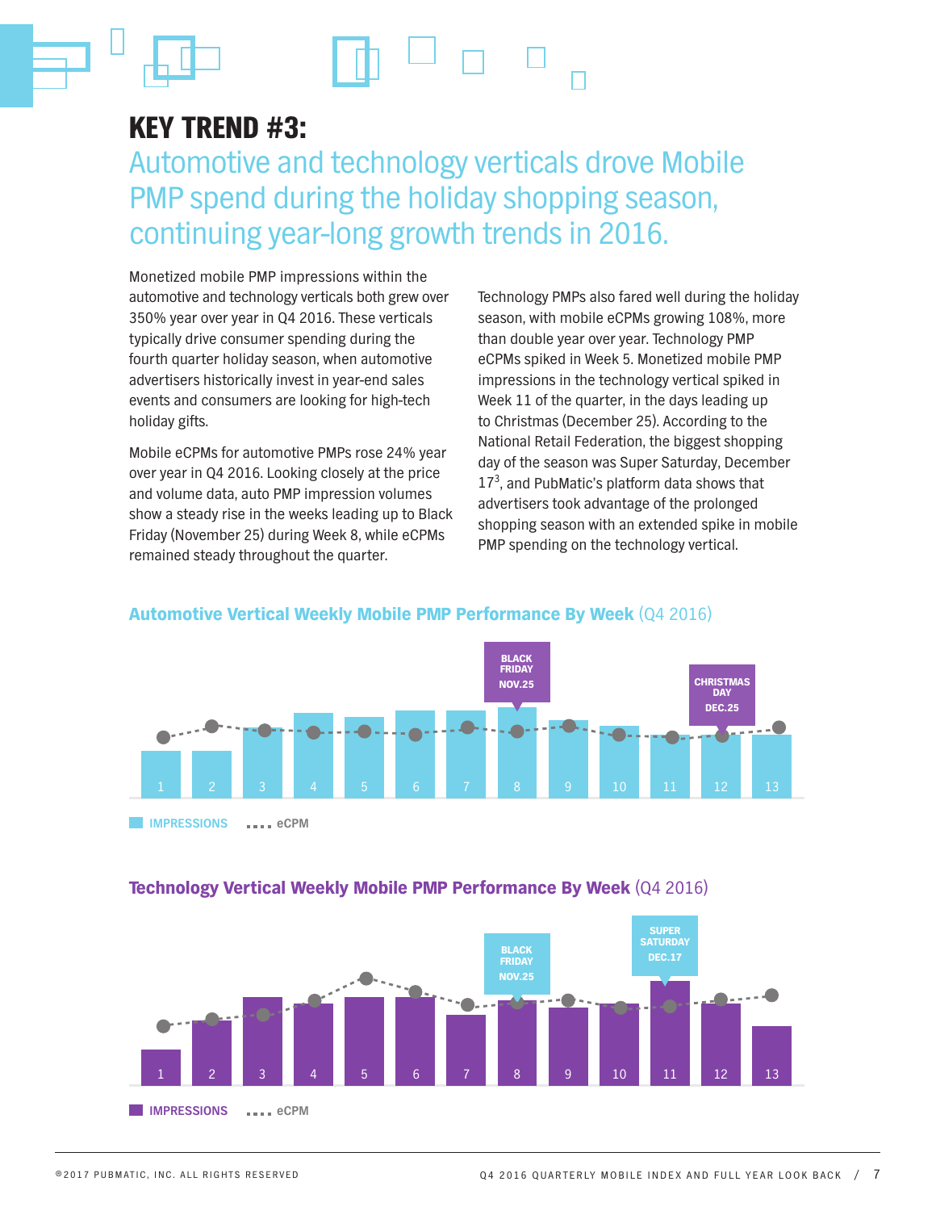# KEY TREND #3:

## Automotive and technology verticals drove Mobile PMP spend during the holiday shopping season, continuing year-long growth trends in 2016.

Monetized mobile PMP impressions within the automotive and technology verticals both grew over 350% year over year in Q4 2016. These verticals typically drive consumer spending during the fourth quarter holiday season, when automotive advertisers historically invest in year-end sales events and consumers are looking for high-tech holiday gifts.

Mobile eCPMs for automotive PMPs rose 24% year over year in Q4 2016. Looking closely at the price and volume data, auto PMP impression volumes show a steady rise in the weeks leading up to Black Friday (November 25) during Week 8, while eCPMs remained steady throughout the quarter.

Technology PMPs also fared well during the holiday season, with mobile eCPMs growing 108%, more than double year over year. Technology PMP eCPMs spiked in Week 5. Monetized mobile PMP impressions in the technology vertical spiked in Week 11 of the quarter, in the days leading up to Christmas (December 25). According to the National Retail Federation, the biggest shopping day of the season was Super Saturday, December 17[3], and PubMatic's platform data shows that advertisers took advantage of the prolonged shopping season with an extended spike in mobile PMP spending on the technology vertical.

**Automotive Vertical Weekly Mobile PMP Performance By Week** (Q4 2016)

Weeks 1–13 | BLACK FRIDAY NOV.25 (Week 8) | CHRISTMAS DAY DEC.25 (Week 12)

IMPRESSIONS | eCPM

**Technology Vertical Weekly Mobile PMP Performance By Week** (Q4 2016)

Weeks 1–13 | BLACK FRIDAY NOV.25 (Week 8) | SUPER SATURDAY DEC.17 (Week 11)

IMPRESSIONS | eCPM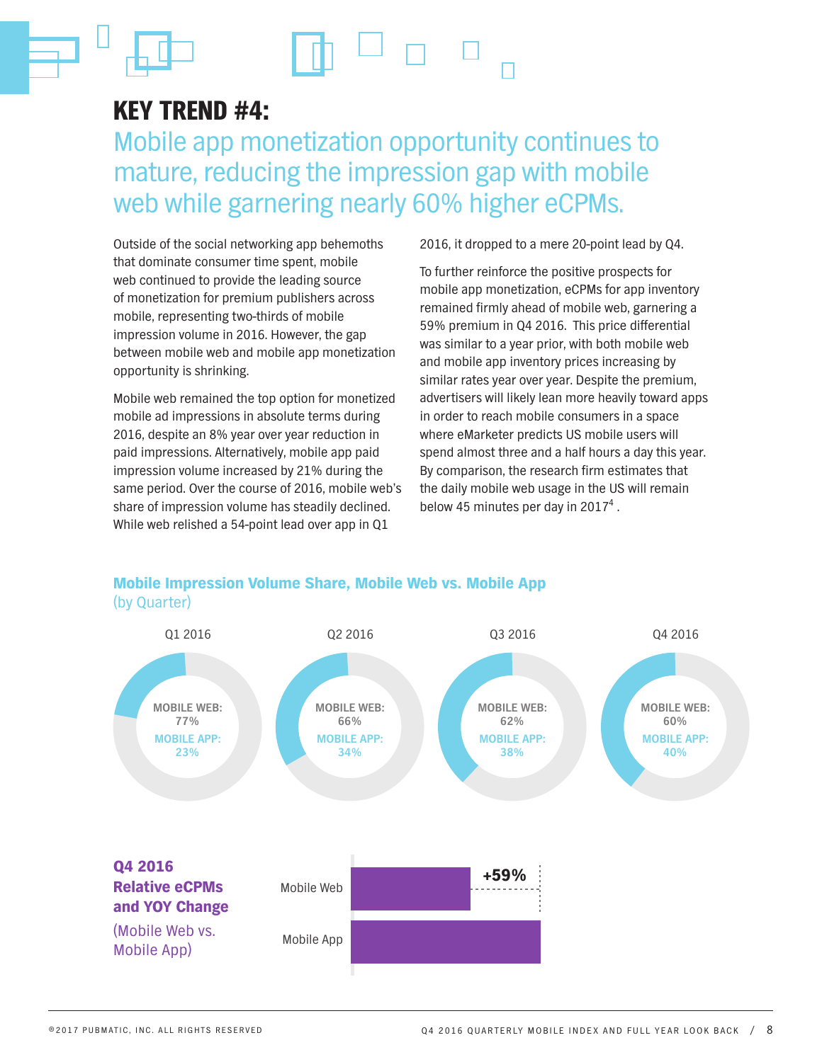# KEY TREND #4:

## Mobile app monetization opportunity continues to mature, reducing the impression gap with mobile web while garnering nearly 60% higher eCPMs.

Outside of the social networking app behemoths that dominate consumer time spent, mobile web continued to provide the leading source of monetization for premium publishers across mobile, representing two-thirds of mobile impression volume in 2016. However, the gap between mobile web and mobile app monetization opportunity is shrinking.

Mobile web remained the top option for monetized mobile ad impressions in absolute terms during 2016, despite an 8% year over year reduction in paid impressions. Alternatively, mobile app paid impression volume increased by 21% during the same period. Over the course of 2016, mobile web's share of impression volume has steadily declined. While web relished a 54-point lead over app in Q1 2016, it dropped to a mere 20-point lead by Q4.

To further reinforce the positive prospects for mobile app monetization, eCPMs for app inventory remained firmly ahead of mobile web, garnering a 59% premium in Q4 2016. This price differential was similar to a year prior, with both mobile web and mobile app inventory prices increasing by similar rates year over year. Despite the premium, advertisers will likely lean more heavily toward apps in order to reach mobile consumers in a space where eMarketer predicts US mobile users will spend almost three and a half hours a day this year. By comparison, the research firm estimates that the daily mobile web usage in the US will remain below 45 minutes per day in 2017[4] .

### Mobile Impression Volume Share, Mobile Web vs. Mobile App
(by Quarter)

| | Q1 2016 | Q2 2016 | Q3 2016 | Q4 2016 |
|---|---|---|---|---|
| MOBILE WEB | 77% | 66% | 62% | 60% |
| MOBILE APP | 23% | 34% | 38% | 40% |

### Q4 2016 Relative eCPMs and YOY Change
(Mobile Web vs. Mobile App)

Mobile Web

Mobile App

+59%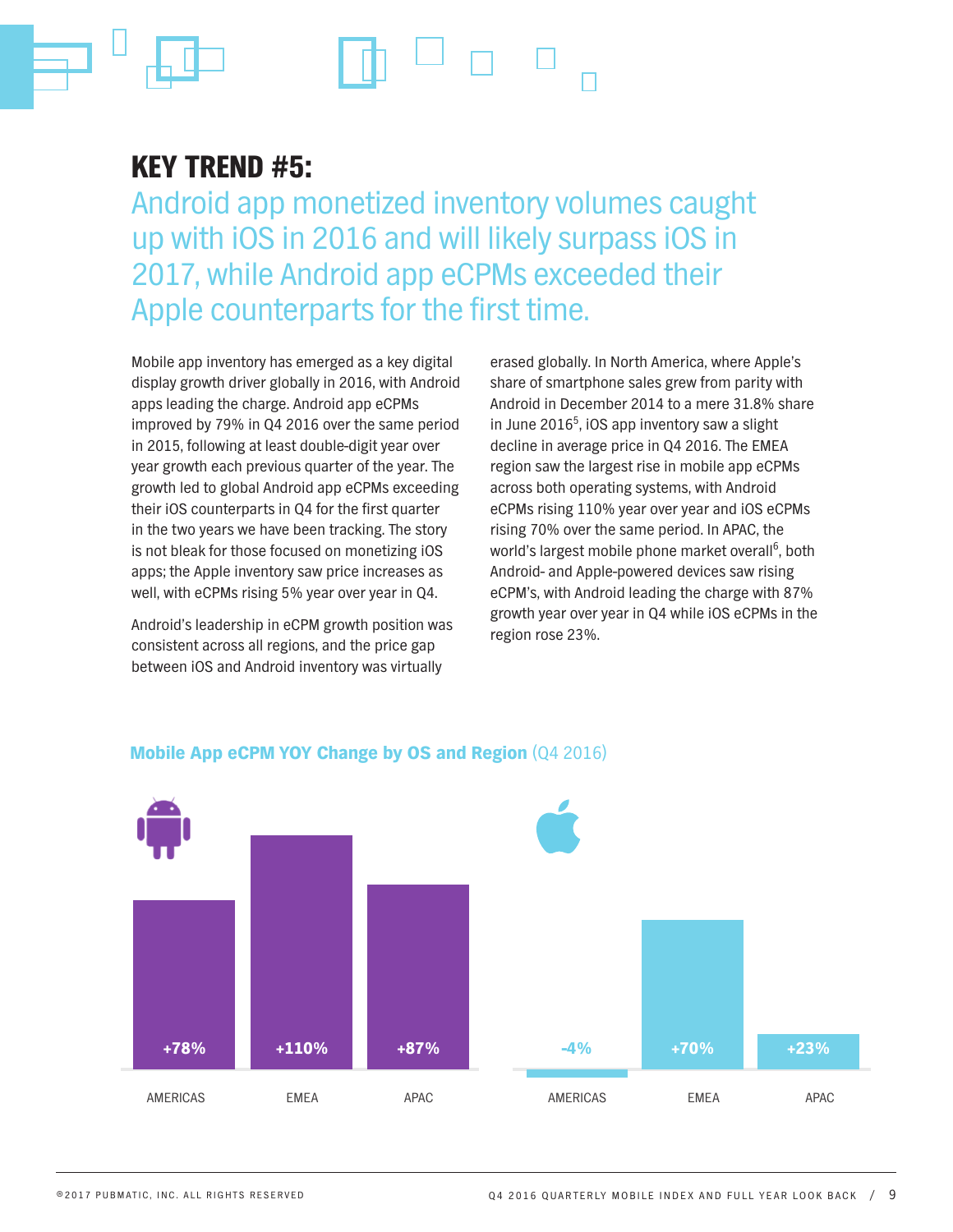# KEY TREND #5:

## Android app monetized inventory volumes caught up with iOS in 2016 and will likely surpass iOS in 2017, while Android app eCPMs exceeded their Apple counterparts for the first time.

Mobile app inventory has emerged as a key digital display growth driver globally in 2016, with Android apps leading the charge. Android app eCPMs improved by 79% in Q4 2016 over the same period in 2015, following at least double-digit year over year growth each previous quarter of the year. The growth led to global Android app eCPMs exceeding their iOS counterparts in Q4 for the first quarter in the two years we have been tracking. The story is not bleak for those focused on monetizing iOS apps; the Apple inventory saw price increases as well, with eCPMs rising 5% year over year in Q4.

Android's leadership in eCPM growth position was consistent across all regions, and the price gap between iOS and Android inventory was virtually erased globally. In North America, where Apple's share of smartphone sales grew from parity with Android in December 2014 to a mere 31.8% share in June 2016[5], iOS app inventory saw a slight decline in average price in Q4 2016. The EMEA region saw the largest rise in mobile app eCPMs across both operating systems, with Android eCPMs rising 110% year over year and iOS eCPMs rising 70% over the same period. In APAC, the world's largest mobile phone market overall[6], both Android- and Apple-powered devices saw rising eCPM's, with Android leading the charge with 87% growth year over year in Q4 while iOS eCPMs in the region rose 23%.

**Mobile App eCPM YOY Change by OS and Region** (Q4 2016)

| OS | AMERICAS | EMEA | APAC |
|---|---|---|---|
| Android | +78% | +110% | +87% |
| iOS | -4% | +70% | +23% |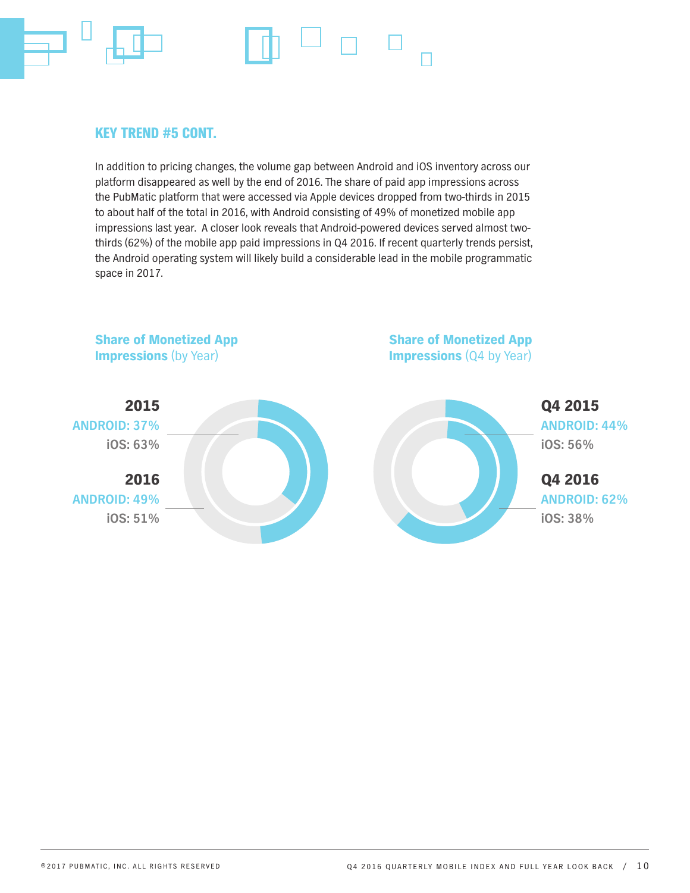## KEY TREND #5 CONT.

In addition to pricing changes, the volume gap between Android and iOS inventory across our platform disappeared as well by the end of 2016. The share of paid app impressions across the PubMatic platform that were accessed via Apple devices dropped from two-thirds in 2015 to about half of the total in 2016, with Android consisting of 49% of monetized mobile app impressions last year. A closer look reveals that Android-powered devices served almost two-thirds (62%) of the mobile app paid impressions in Q4 2016. If recent quarterly trends persist, the Android operating system will likely build a considerable lead in the mobile programmatic space in 2017.

### Share of Monetized App Impressions (by Year)

**2015**
ANDROID: 37%
iOS: 63%

**2016**
ANDROID: 49%
iOS: 51%

### Share of Monetized App Impressions (Q4 by Year)

**Q4 2015**
ANDROID: 44%
iOS: 56%

**Q4 2016**
ANDROID: 62%
iOS: 38%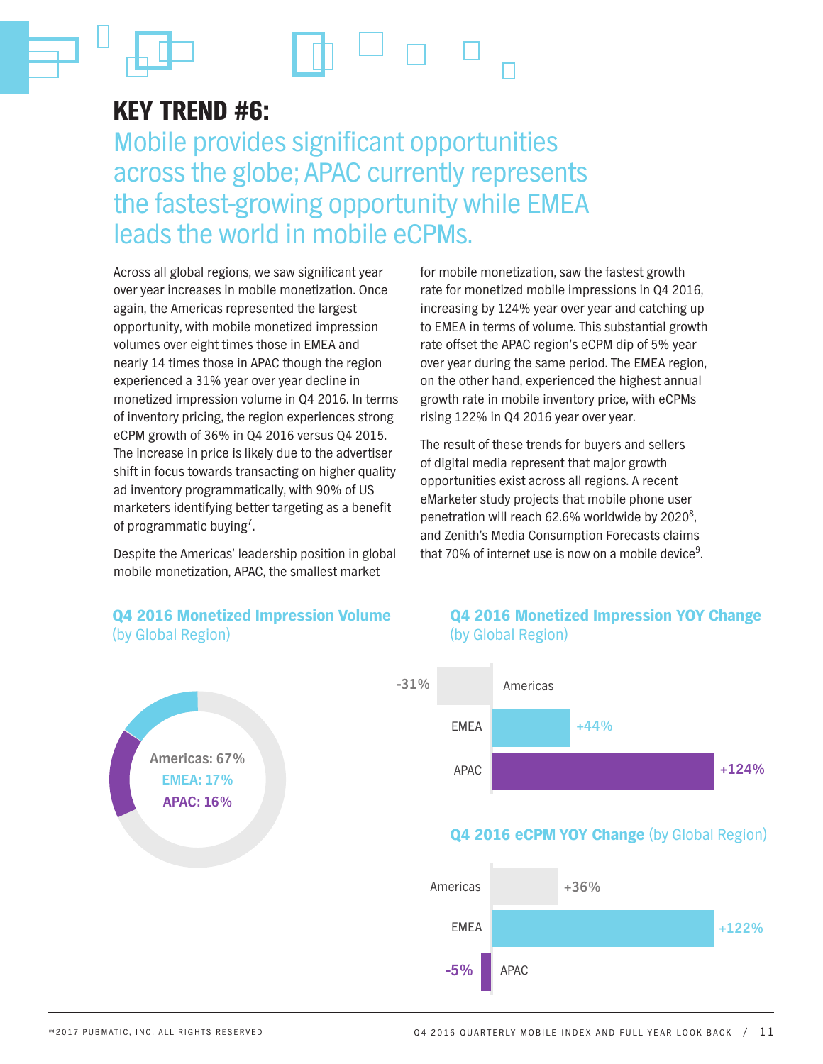# KEY TREND #6:

## Mobile provides significant opportunities across the globe; APAC currently represents the fastest-growing opportunity while EMEA leads the world in mobile eCPMs.

Across all global regions, we saw significant year over year increases in mobile monetization. Once again, the Americas represented the largest opportunity, with mobile monetized impression volumes over eight times those in EMEA and nearly 14 times those in APAC though the region experienced a 31% year over year decline in monetized impression volume in Q4 2016. In terms of inventory pricing, the region experiences strong eCPM growth of 36% in Q4 2016 versus Q4 2015. The increase in price is likely due to the advertiser shift in focus towards transacting on higher quality ad inventory programmatically, with 90% of US marketers identifying better targeting as a benefit of programmatic buying[7].

Despite the Americas' leadership position in global mobile monetization, APAC, the smallest market for mobile monetization, saw the fastest growth rate for monetized mobile impressions in Q4 2016, increasing by 124% year over year and catching up to EMEA in terms of volume. This substantial growth rate offset the APAC region's eCPM dip of 5% year over year during the same period. The EMEA region, on the other hand, experienced the highest annual growth rate in mobile inventory price, with eCPMs rising 122% in Q4 2016 year over year.

The result of these trends for buyers and sellers of digital media represent that major growth opportunities exist across all regions. A recent eMarketer study projects that mobile phone user penetration will reach 62.6% worldwide by 2020[8], and Zenith's Media Consumption Forecasts claims that 70% of internet use is now on a mobile device[9].

### Q4 2016 Monetized Impression Volume (by Global Region)

| Region | Share |
|---|---|
| Americas | 67% |
| EMEA | 17% |
| APAC | 16% |

### Q4 2016 Monetized Impression YOY Change (by Global Region)

| Region | YOY Change |
|---|---|
| Americas | -31% |
| EMEA | +44% |
| APAC | +124% |

### Q4 2016 eCPM YOY Change (by Global Region)

| Region | YOY Change |
|---|---|
| Americas | +36% |
| EMEA | +122% |
| APAC | -5% |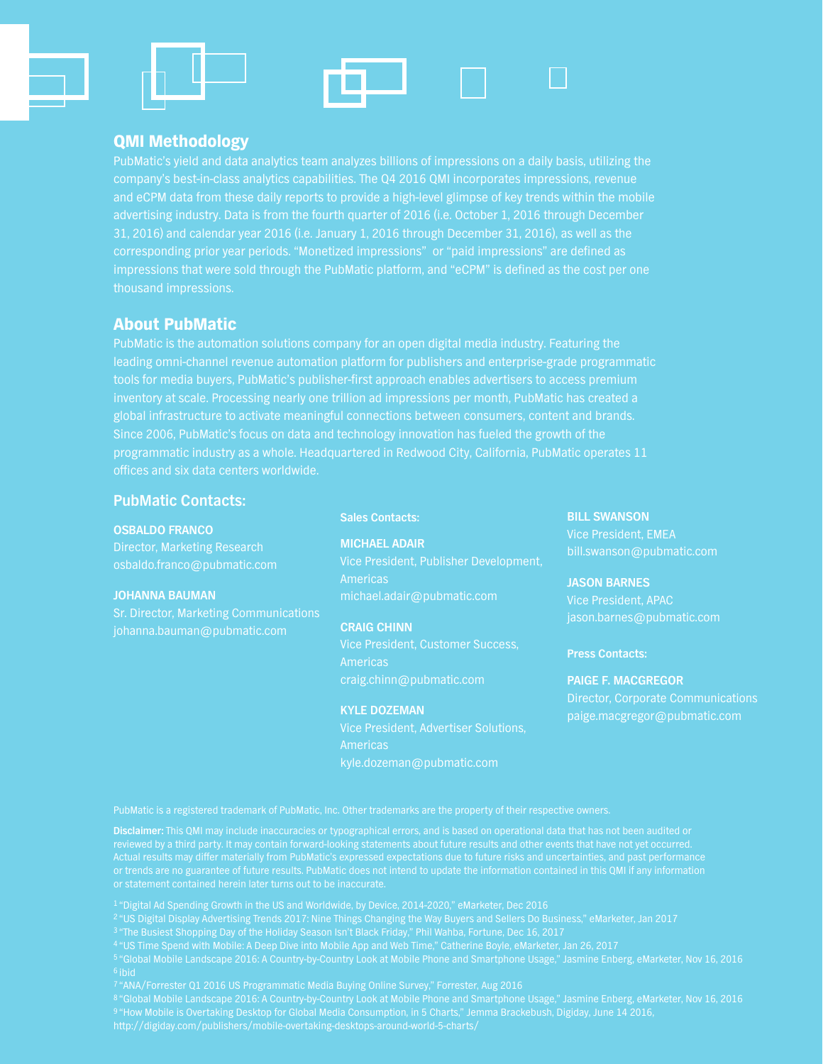## QMI Methodology

PubMatic's yield and data analytics team analyzes billions of impressions on a daily basis, utilizing the company's best-in-class analytics capabilities. The Q4 2016 QMI incorporates impressions, revenue and eCPM data from these daily reports to provide a high-level glimpse of key trends within the mobile advertising industry. Data is from the fourth quarter of 2016 (i.e. October 1, 2016 through December 31, 2016) and calendar year 2016 (i.e. January 1, 2016 through December 31, 2016), as well as the corresponding prior year periods. "Monetized impressions" or "paid impressions" are defined as impressions that were sold through the PubMatic platform, and "eCPM" is defined as the cost per one thousand impressions.

## About PubMatic

PubMatic is the automation solutions company for an open digital media industry. Featuring the leading omni-channel revenue automation platform for publishers and enterprise-grade programmatic tools for media buyers, PubMatic's publisher-first approach enables advertisers to access premium inventory at scale. Processing nearly one trillion ad impressions per month, PubMatic has created a global infrastructure to activate meaningful connections between consumers, content and brands. Since 2006, PubMatic's focus on data and technology innovation has fueled the growth of the programmatic industry as a whole. Headquartered in Redwood City, California, PubMatic operates 11 offices and six data centers worldwide.

## PubMatic Contacts:

**OSBALDO FRANCO**
Director, Marketing Research
osbaldo.franco@pubmatic.com

**JOHANNA BAUMAN**
Sr. Director, Marketing Communications
johanna.bauman@pubmatic.com

### Sales Contacts:

**MICHAEL ADAIR**
Vice President, Publisher Development, Americas
michael.adair@pubmatic.com

**CRAIG CHINN**
Vice President, Customer Success, Americas
craig.chinn@pubmatic.com

**KYLE DOZEMAN**
Vice President, Advertiser Solutions, Americas
kyle.dozeman@pubmatic.com

**BILL SWANSON**
Vice President, EMEA
bill.swanson@pubmatic.com

**JASON BARNES**
Vice President, APAC
jason.barnes@pubmatic.com

### Press Contacts:

**PAIGE F. MACGREGOR**
Director, Corporate Communications
paige.macgregor@pubmatic.com

PubMatic is a registered trademark of PubMatic, Inc. Other trademarks are the property of their respective owners.

**Disclaimer:** This QMI may include inaccuracies or typographical errors, and is based on operational data that has not been audited or reviewed by a third party. It may contain forward-looking statements about future results and other events that have not yet occurred. Actual results may differ materially from PubMatic's expressed expectations due to future risks and uncertainties, and past performance or trends are no guarantee of future results. PubMatic does not intend to update the information contained in this QMI if any information or statement contained herein later turns out to be inaccurate.

[1] "Digital Ad Spending Growth in the US and Worldwide, by Device, 2014-2020," eMarketer, Dec 2016
[2] "US Digital Display Advertising Trends 2017: Nine Things Changing the Way Buyers and Sellers Do Business," eMarketer, Jan 2017
[3] "The Busiest Shopping Day of the Holiday Season Isn't Black Friday," Phil Wahba, Fortune, Dec 16, 2017
[4] "US Time Spend with Mobile: A Deep Dive into Mobile App and Web Time," Catherine Boyle, eMarketer, Jan 26, 2017
[5] "Global Mobile Landscape 2016: A Country-by-Country Look at Mobile Phone and Smartphone Usage," Jasmine Enberg, eMarketer, Nov 16, 2016
[6] ibid
[7] "ANA/Forrester Q1 2016 US Programmatic Media Buying Online Survey," Forrester, Aug 2016
[8] "Global Mobile Landscape 2016: A Country-by-Country Look at Mobile Phone and Smartphone Usage," Jasmine Enberg, eMarketer, Nov 16, 2016
[9] "How Mobile is Overtaking Desktop for Global Media Consumption, in 5 Charts," Jemma Brackebush, Digiday, June 14 2016, http://digiday.com/publishers/mobile-overtaking-desktops-around-world-5-charts/